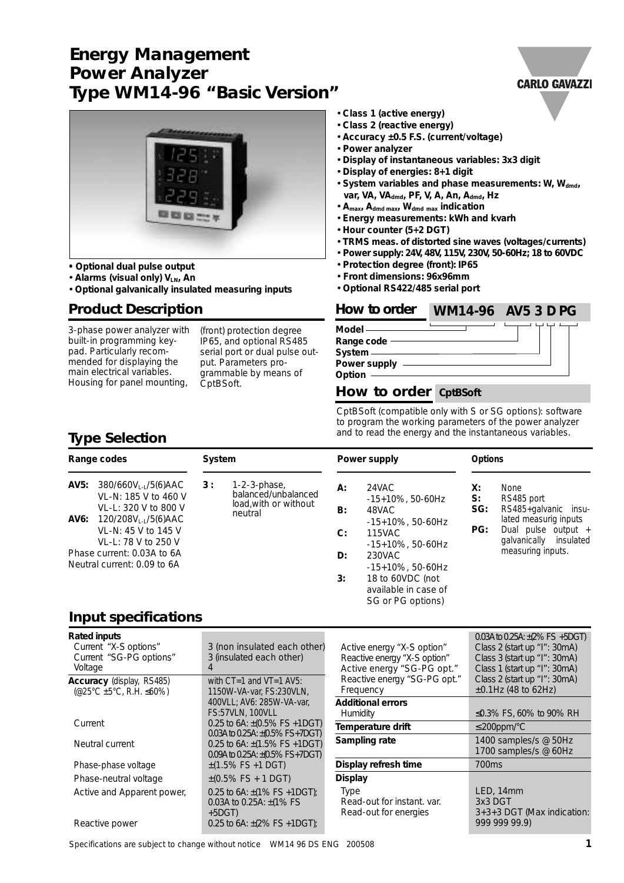# Energy Management Power Analyzer Type WM14-96 "Basic Version"

- **Optional dual pulse output**
- **Alarms (visual only) $V_{LN}$, An**
- **Optional galvanically insulated measuring inputs**
- **Class 1 (active energy)**
- **Class 2 (reactive energy)**
- **Accuracy ±0.5 F.S. (current/voltage)**
- **Power analyzer**
- **Display of instantaneous variables: 3x3 digit**
- **Display of energies: 8+1 digit**
- **System variables and phase measurements: W, $W_{dmd}$, var, VA, $VA_{dmd}$, PF, V, A, An, $A_{dmd}$, Hz**
- **$A_{max}$, $A_{dmd\ max}$, $W_{dmd\ max}$ indication**
- **Energy measurements: kWh and kvarh**
- **Hour counter (5+2 DGT)**
- **TRMS meas. of distorted sine waves (voltages/currents)**
- **Power supply: 24V, 48V, 115V, 230V, 50-60Hz; 18 to 60VDC**
- **Protection degree (front): IP65**
- **Front dimensions: 96x96mm**
- **Optional RS422/485 serial port**

## Product Description

3-phase power analyzer with built-in programming keypad. Particularly recommended for displaying the main electrical variables. Housing for panel mounting, (front) protection degree IP65, and optional RS485 serial port or dual pulse output. Parameters programmable by means of CptBSoft.

## How to order WM14-96 AV5 3 D PG

- Model
- Range code
- System
- Power supply
- Option

## How to order CptBSoft

CptBSoft (compatible only with S or SG options): software to program the working parameters of the power analyzer and to read the energy and the instantaneous variables.

## Type Selection

| Range codes | | System | | Power supply | | Options | |
|---|---|---|---|---|---|---|---|
| **AV5:** | 380/660$V_{L-L}$/5(6)AAC VL-N: 185 V to 460 V VL-L: 320 V to 800 V | **3 :** | 1-2-3-phase, balanced/unbalanced load,with or without neutral | **A:** | 24VAC -15+10%, 50-60Hz | **X:** | None |
| **AV6:** | 120/208$V_{L-L}$/5(6)AAC VL-N: 45 V to 145 V VL-L: 78 V to 250 V | | | **B:** | 48VAC -15+10%, 50-60Hz | **S:** | RS485 port |
| Phase current: 0.03A to 6A | | | | **C:** | 115VAC -15+10%, 50-60Hz | **SG:** | RS485+galvanic insulated measurig inputs |
| Neutral current: 0.09 to 6A | | | | **D:** | 230VAC -15+10%, 50-60Hz | **PG:** | Dual pulse output + galvanically insulated measuring inputs. |
| | | | | **3:** | 18 to 60VDC (not available in case of SG or PG options) | | |

## Input specifications

| | |
|---|---|
| **Rated inputs** | |
| Current "X-S options" | 3 (non insulated each other) |
| Current "SG-PG options" | 3 (insulated each other) |
| Voltage | 4 |
| **Accuracy** (display, RS485) (@25°C ±5°C, R.H. ≤60%) | with CT=1 and VT=1 AV5: 1150W-VA-var, FS:230VLN, 400VLL; AV6: 285W-VA-var, FS:57VLN, 100VLL |
| Current | 0.25 to 6A: ±(0.5% FS +1DGT) 0.03A to 0.25A: ±(0.5% FS +7DGT) |
| Neutral current | 0.25 to 6A: ±(1.5% FS +1DGT) 0.09A to 0.25A: ±(0.5% FS +7DGT) |
| Phase-phase voltage | ±(1.5% FS +1 DGT) |
| Phase-neutral voltage | ±(0.5% FS + 1 DGT) |
| Active and Apparent power, | 0.25 to 6A: ±(1% FS +1DGT); 0.03A to 0.25A: ±(1% FS +5DGT) |
| Reactive power | 0.25 to 6A: ±(2% FS +1DGT); 0.03A to 0.25A: ±(2% FS +5DGT) |
| Active energy "X-S option" | Class 2 (start up "I": 30mA) |
| Reactive energy "X-S option" | Class 3 (start up "I": 30mA) |
| Active energy "SG-PG opt." | Class 1 (start up "I": 30mA) |
| Reactive energy "SG-PG opt." | Class 2 (start up "I": 30mA) |
| Frequency | ±0.1Hz (48 to 62Hz) |
| **Additional errors** | |
| Humidity | ≤0.3% FS, 60% to 90% RH |
| **Temperature drift** | ≤200ppm/°C |
| **Sampling rate** | 1400 samples/s @ 50Hz 1700 samples/s @ 60Hz |
| **Display refresh time** | 700ms |
| **Display** | |
| Type | LED, 14mm |
| Read-out for instant. var. | 3x3 DGT |
| Read-out for energies | 3+3+3 DGT (Max indication: 999 999 99.9) |

Specifications are subject to change without notice WM14 96 DS ENG 200508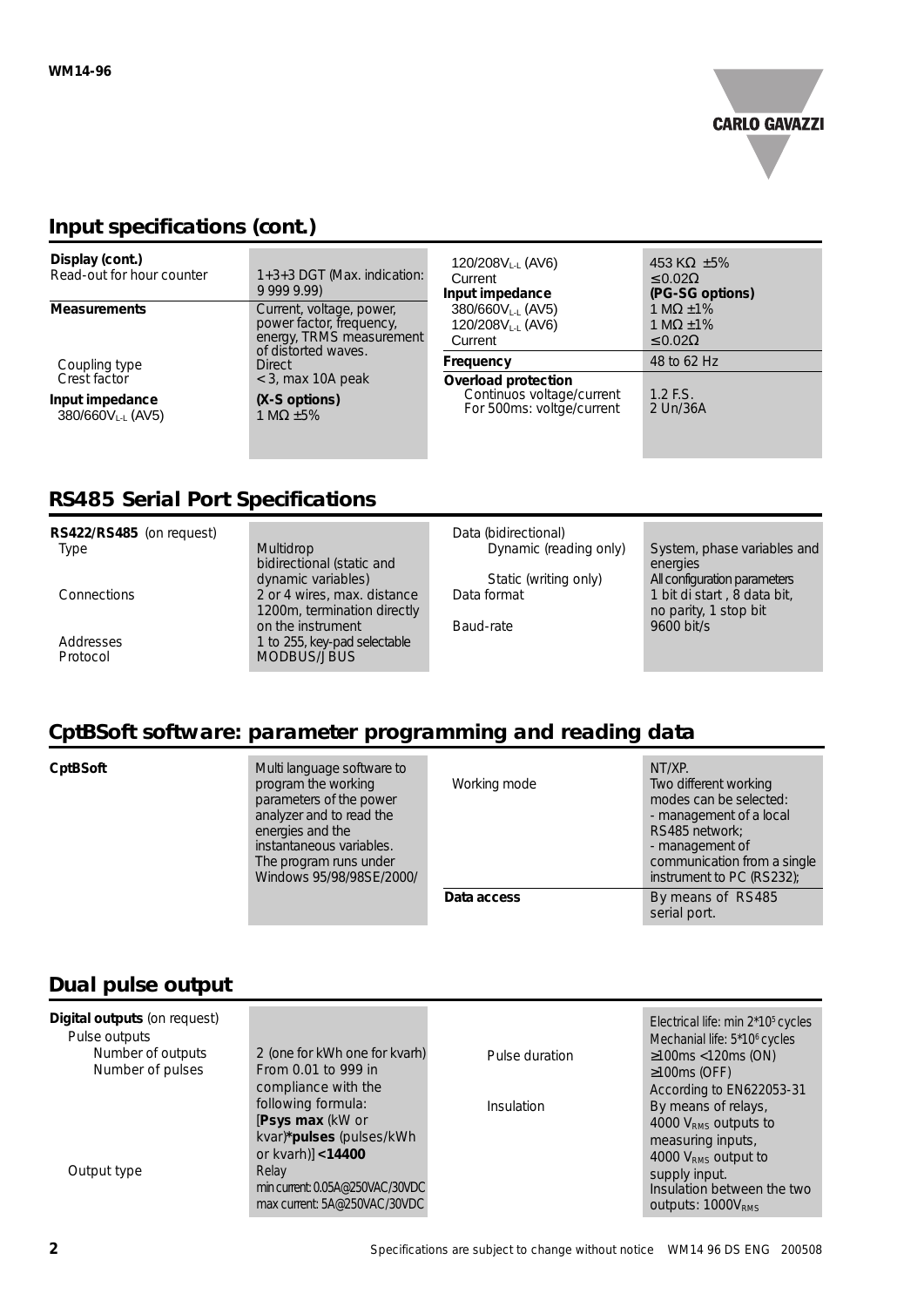## Input specifications (cont.)

| | | | |
|---|---|---|---|
| **Display (cont.)** | | $120/208V_{L-L}$ (AV6) | 453 KΩ ±5% |
| Read-out for hour counter | 1+3+3 DGT (Max. indication: 9 999 9.99) | Current | ≤0.02Ω |
| **Measurements** | Current, voltage, power, power factor, frequency, energy, TRMS measurement of distorted waves. | **Input impedance** | **(PG-SG options)** |
| Coupling type | Direct | $380/660V_{L-L}$ (AV5) | 1 MΩ ±1% |
| Crest factor | < 3, max 10A peak | $120/208V_{L-L}$ (AV6) | 1 MΩ ±1% |
| **Input impedance** | **(X-S options)** | Current | ≤0.02Ω |
| $380/660V_{L-L}$ (AV5) | 1 MΩ ±5% | **Frequency** | 48 to 62 Hz |
| | | **Overload protection** | |
| | | Continuos voltage/current | 1.2 F.S. |
| | | For 500ms: voltge/current | 2 Un/36A |

## RS485 Serial Port Specifications

| | | | |
|---|---|---|---|
| **RS422/RS485** (on request) | | Data (bidirectional) | |
| Type | Multidrop bidirectional (static and dynamic variables) | Dynamic (reading only) | System, phase variables and energies |
| Connections | 2 or 4 wires, max. distance 1200m, termination directly on the instrument | Static (writing only) | All configuration parameters |
| Addresses | 1 to 255, key-pad selectable | Data format | 1 bit di start , 8 data bit, no parity, 1 stop bit |
| Protocol | MODBUS/JBUS | Baud-rate | 9600 bit/s |

## CptBSoft software: parameter programming and reading data

| | | | |
|---|---|---|---|
| **CptBSoft** | Multi language software to program the working parameters of the power analyzer and to read the energies and the instantaneous variables. The program runs under Windows 95/98/98SE/2000/ | Working mode | NT/XP. Two different working modes can be selected: - management of a local RS485 network; - management of communication from a single instrument to PC (RS232); |
| | | **Data access** | By means of RS485 serial port. |

## Dual pulse output

| | | | |
|---|---|---|---|
| **Digital outputs** (on request) | | | Electrical life: min $2*10^5$ cycles |
| Pulse outputs | | | Mechanial life: $5*10^6$ cycles |
| Number of outputs | 2 (one for kWh one for kvarh) | Pulse duration | ≥100ms <120ms (ON) ≥100ms (OFF) |
| Number of pulses | From 0.01 to 999 in compliance with the following formula: [**Psys max** (kW or kvar)***pulses** (pulses/kWh or kvarh)] **<14400** | | According to EN622053-31 |
| | | Insulation | By means of relays, 4000 $V_{RMS}$ outputs to measuring inputs, 4000 $V_{RMS}$ output to supply input. Insulation between the two outputs: $1000V_{RMS}$ |
| Output type | Relay min current: 0.05A@250VAC/30VDC max current: 5A@250VAC/30VDC | | |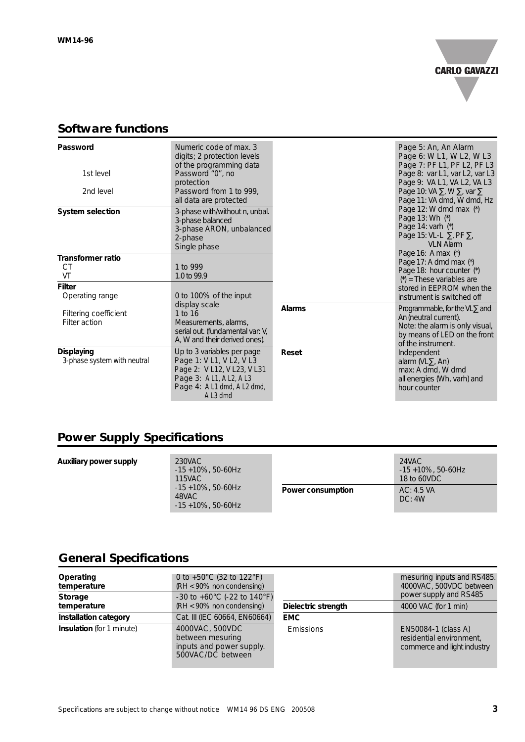## Software functions

| | | | |
|---|---|---|---|
| **Password** | Numeric code of max. 3 digits; 2 protection levels of the programming data | | Page 5: An, An Alarm<br>Page 6: W L1, W L2, W L3<br>Page 7: PF L1, PF L2, PF L3<br>Page 8: var L1, var L2, var L3<br>Page 9: VA L1, VA L2, VA L3<br>Page 10: VA ∑, W ∑, var ∑<br>Page 11: VA dmd, W dmd, Hz<br>Page 12: W dmd max (*)<br>Page 13: Wh (*)<br>Page 14: varh (*)<br>Page 15: VL-L ∑, PF ∑, VLN Alarm<br>Page 16: A max (*)<br>Page 17: A dmd max (*)<br>Page 18: hour counter (*)<br>(*) = These variables are stored in EEPROM when the instrument is switched off |
| 1st level | Password "0", no protection | | |
| 2nd level | Password from 1 to 999, all data are protected | | |
| **System selection** | 3-phase with/without n, unbal.<br>3-phase balanced<br>3-phase ARON, unbalanced<br>2-phase<br>Single phase | | |
| **Transformer ratio** | | | |
| CT | 1 to 999 | | |
| VT | 1.0 to 99.9 | | |
| **Filter** | | | |
| Operating range | 0 to 100% of the input display scale | **Alarms** | Programmable, for the VL∑ and An (neutral current).<br>Note: the alarm is only visual, by means of LED on the front of the instrument. |
| Filtering coefficient | 1 to 16 | | |
| Filter action | Measurements, alarms, serial out. (fundamental var: V, A, W and their derived ones). | | |
| **Displaying** | Up to 3 variables per page | **Reset** | Independent<br>alarm (VL∑, An)<br>max: A dmd, W dmd<br>all energies (Wh, varh) and hour counter |
| 3-phase system with neutral | Page 1: V L1, V L2, V L3<br>Page 2: V L12, V L23, V L31<br>Page 3: A L1, A L2, A L3<br>Page 4: A L1 dmd, A L2 dmd, A L3 dmd | | |

## Power Supply Specifications

| | | | |
|---|---|---|---|
| **Auxiliary power supply** | 230VAC<br>-15 +10%, 50-60Hz<br>115VAC<br>-15 +10%, 50-60Hz<br>48VAC<br>-15 +10%, 50-60Hz | | 24VAC<br>-15 +10%, 50-60Hz<br>18 to 60VDC |
| | | **Power consumption** | AC: 4.5 VA<br>DC: 4W |

## General Specifications

| | | | |
|---|---|---|---|
| **Operating temperature** | 0 to +50°C (32 to 122°F)<br>(RH < 90% non condensing) | | mesuring inputs and RS485.<br>4000VAC, 500VDC between power supply and RS485 |
| **Storage temperature** | -30 to +60°C (-22 to 140°F)<br>(RH < 90% non condensing) | **Dielectric strength** | 4000 VAC (for 1 min) |
| **Installation category** | Cat. III (IEC 60664, EN60664) | **EMC** | |
| **Insulation** (for 1 minute) | 4000VAC, 500VDC between mesuring inputs and power supply.<br>500VAC/DC between | Emissions | EN50084-1 (class A) residential environment, commerce and light industry |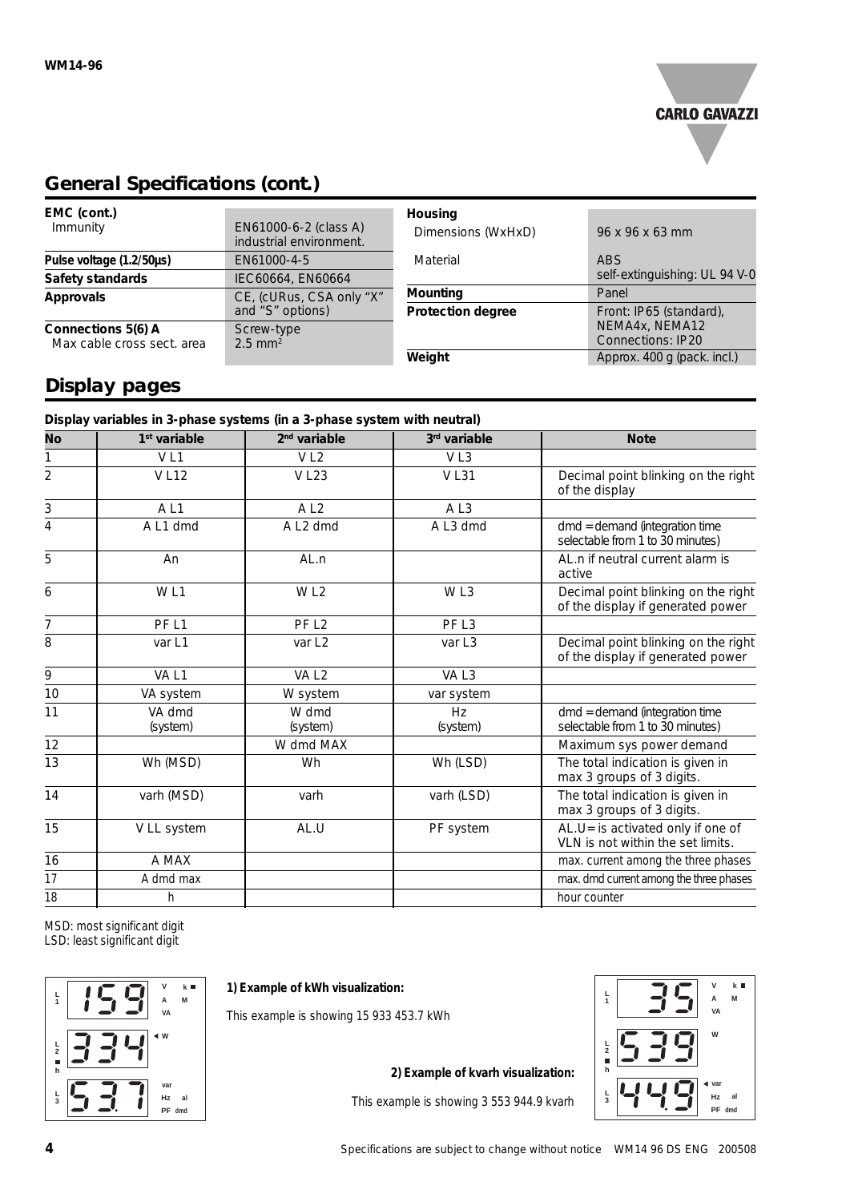## General Specifications (cont.)

| | |
|---|---|
| **EMC (cont.)** Immunity | EN61000-6-2 (class A) industrial environment. |
| **Pulse voltage (1.2/50μs)** | EN61000-4-5 |
| **Safety standards** | IEC60664, EN60664 |
| **Approvals** | CE, (cURus, CSA only "X" and "S" options) |
| **Connections 5(6) A** Max cable cross sect. area | Screw-type 2.5 mm² |

| | |
|---|---|
| **Housing** Dimensions (WxHxD) | 96 x 96 x 63 mm |
| Material | ABS self-extinguishing: UL 94 V-0 |
| **Mounting** | Panel |
| **Protection degree** | Front: IP65 (standard), NEMA4x, NEMA12 Connections: IP20 |
| **Weight** | Approx. 400 g (pack. incl.) |

## Display pages

**Display variables in 3-phase systems (in a 3-phase system with neutral)**

| No | 1st variable | 2nd variable | 3rd variable | Note |
|---|---|---|---|---|
| 1 | V L1 | V L2 | V L3 | |
| 2 | V L12 | V L23 | V L31 | Decimal point blinking on the right of the display |
| 3 | A L1 | A L2 | A L3 | |
| 4 | A L1 dmd | A L2 dmd | A L3 dmd | dmd = demand (integration time selectable from 1 to 30 minutes) |
| 5 | An | AL.n | | AL.n if neutral current alarm is active |
| 6 | W L1 | W L2 | W L3 | Decimal point blinking on the right of the display if generated power |
| 7 | PF L1 | PF L2 | PF L3 | |
| 8 | var L1 | var L2 | var L3 | Decimal point blinking on the right of the display if generated power |
| 9 | VA L1 | VA L2 | VA L3 | |
| 10 | VA system | W system | var system | |
| 11 | VA dmd (system) | W dmd (system) | Hz (system) | dmd = demand (integration time selectable from 1 to 30 minutes) |
| 12 | | W dmd MAX | | Maximum sys power demand |
| 13 | Wh (MSD) | Wh | Wh (LSD) | The total indication is given in max 3 groups of 3 digits. |
| 14 | varh (MSD) | varh | varh (LSD) | The total indication is given in max 3 groups of 3 digits. |
| 15 | V LL system | AL.U | PF system | AL.U= is activated only if one of VLN is not within the set limits. |
| 16 | A MAX | | | max. current among the three phases |
| 17 | A dmd max | | | max. dmd current among the three phases |
| 18 | h | | | hour counter |

MSD: most significant digit
LSD: least significant digit

**1) Example of kWh visualization:**

This example is showing 15 933 453.7 kWh

**2) Example of kvarh visualization:**

This example is showing 3 553 944.9 kvarh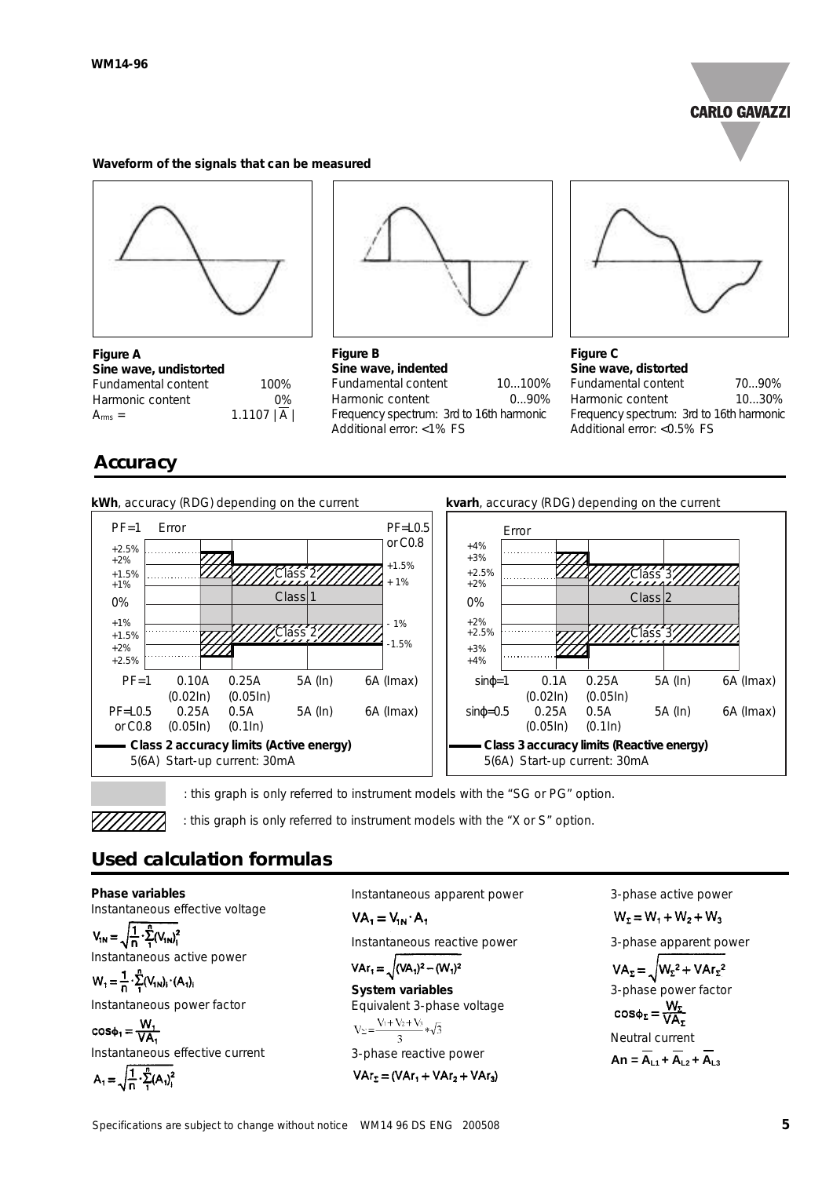**Waveform of the signals that can be measured**

**Figure A**
**Sine wave, undistorted**

| | |
|---|---|
| Fundamental content | 100% |
| Harmonic content | 0% |
| $A_{rms}$ = | 1.1107 $\lvert \overline{A} \rvert$ |

**Figure B**
**Sine wave, indented**

| | |
|---|---|
| Fundamental content | 10...100% |
| Harmonic content | 0...90% |

Frequency spectrum: 3rd to 16th harmonic
Additional error: <1% FS

**Figure C**
**Sine wave, distorted**

| | |
|---|---|
| Fundamental content | 70...90% |
| Harmonic content | 10...30% |

Frequency spectrum: 3rd to 16th harmonic
Additional error: <0.5% FS

## Accuracy

**kWh**, accuracy (RDG) depending on the current

PF=1 Error; PF=L0.5 or C0.8

Class 2 (+2.5%/+2% → +1.5%/+1%), Class 1, Class 2 (−1%/−1.5%)

| PF=1 | 0.10A (0.02In) | 0.25A (0.05In) | 5A (In) | 6A (Imax) |
|---|---|---|---|---|
| PF=L0.5 or C0.8 | 0.25A (0.05In) | 0.5A (0.1In) | 5A (In) | 6A (Imax) |

**Class 2 accuracy limits (Active energy)**
5(6A) Start-up current: 30mA

**kvarh**, accuracy (RDG) depending on the current

Error

Class 3 (+4%/+3% → +2.5%/+2%), Class 2, Class 3

| sinφ=1 | 0.1A (0.02In) | 0.25A (0.05In) | 5A (In) | 6A (Imax) |
|---|---|---|---|---|
| sinφ=0.5 | 0.25A (0.05In) | 0.5A (0.1In) | 5A (In) | 6A (Imax) |

**Class 3 accuracy limits (Reactive energy)**
5(6A) Start-up current: 30mA

(grey area): this graph is only referred to instrument models with the "SG or PG" option.

(hatched area): this graph is only referred to instrument models with the "X or S" option.

## Used calculation formulas

**Phase variables**

Instantaneous effective voltage

$$V_{1N} = \sqrt{\frac{1}{n} \cdot \sum_{1}^{n} (V_{1N})_i^2}$$

Instantaneous active power

$$W_1 = \frac{1}{n} \cdot \sum_{1}^{n} (V_{1N})_i \cdot (A_1)_i$$

Instantaneous power factor

$$\cos\phi_1 = \frac{W_1}{VA_1}$$

Instantaneous effective current

$$A_1 = \sqrt{\frac{1}{n} \cdot \sum_{1}^{n} (A_1)_i^2}$$

Instantaneous apparent power

$$VA_1 = V_{1N} \cdot A_1$$

Instantaneous reactive power

$$VAr_1 = \sqrt{(VA_1)^2 - (W_1)^2}$$

**System variables**

Equivalent 3-phase voltage

$$V_\Sigma = \frac{V_1 + V_2 + V_3}{3} * \sqrt{3}$$

3-phase reactive power

$$VAr_\Sigma = (VAr_1 + VAr_2 + VAr_3)$$

3-phase active power

$$W_\Sigma = W_1 + W_2 + W_3$$

3-phase apparent power

$$VA_\Sigma = \sqrt{W_\Sigma^2 + VAr_\Sigma^2}$$

3-phase power factor

$$\cos\phi_\Sigma = \frac{W_\Sigma}{VA_\Sigma}$$

Neutral current

$$An = \overline{A_{L1}} + \overline{A_{L2}} + \overline{A_{L3}}$$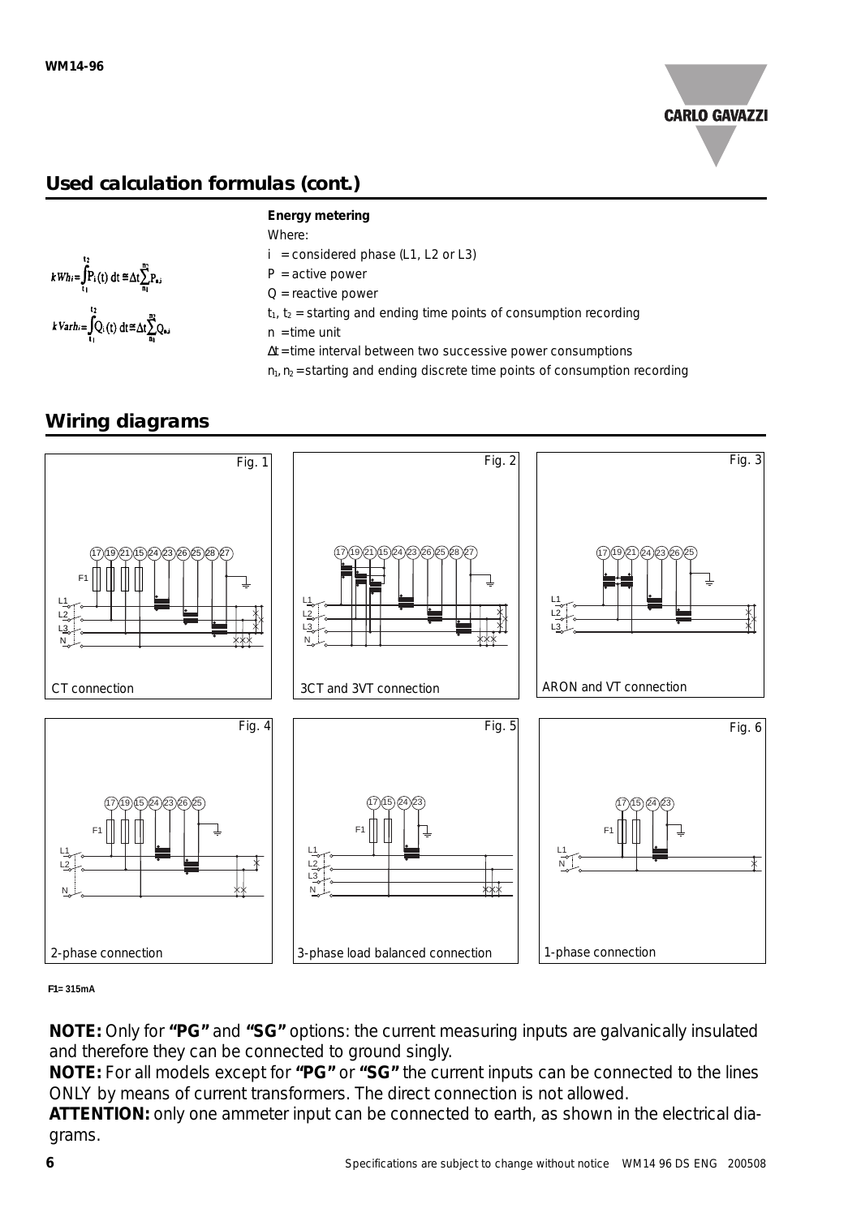## Used calculation formulas (cont.)

$$kWh_i = \int_{t_1}^{t_2} P_i(t)\, dt \cong \Delta t \sum_{n_1}^{n_2} P_{n,i}$$

$$kVarh_i = \int_{t_1}^{t_2} Q_i(t)\, dt \cong \Delta t \sum_{n_1}^{n_2} Q_{n,i}$$

**Energy metering**

Where:

$i$ = considered phase (L1, L2 or L3)

$P$ = active power

$Q$ = reactive power

$t_1$, $t_2$ = starting and ending time points of consumption recording

$n$ = time unit

$\Delta t$ = time interval between two successive power consumptions

$n_1$, $n_2$ = starting and ending discrete time points of consumption recording

## Wiring diagrams

Fig. 1 — CT connection

Fig. 2 — 3CT and 3VT connection

Fig. 3 — ARON and VT connection

Fig. 4 — 2-phase connection

Fig. 5 — 3-phase load balanced connection

Fig. 6 — 1-phase connection

F1= 315mA

**NOTE:** Only for **"PG"** and **"SG"** options: the current measuring inputs are galvanically insulated and therefore they can be connected to ground singly.

**NOTE:** For all models except for **"PG"** or **"SG"** the current inputs can be connected to the lines ONLY by means of current transformers. The direct connection is not allowed.

**ATTENTION:** only one ammeter input can be connected to earth, as shown in the electrical diagrams.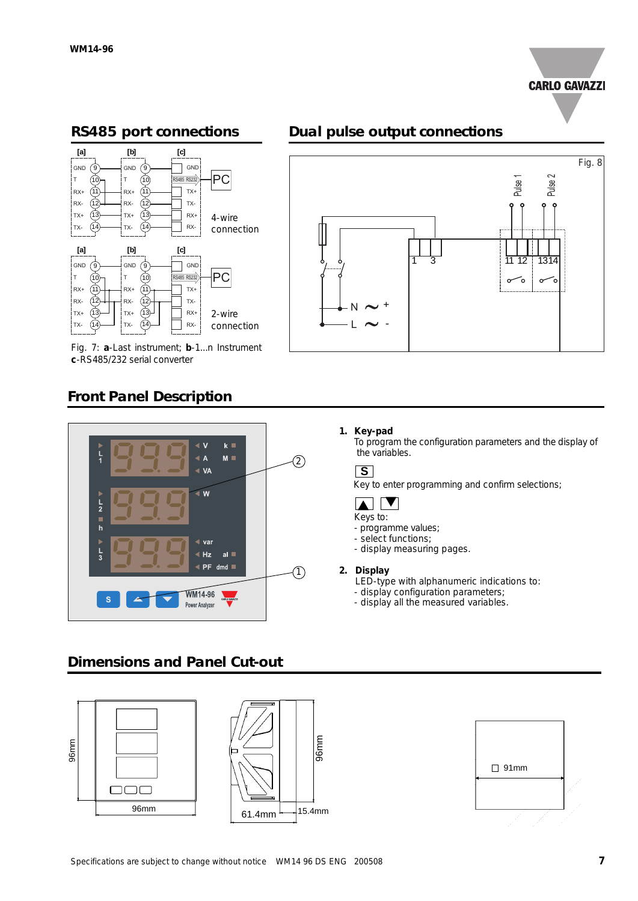## RS485 port connections

4-wire connection

2-wire connection

Fig. 7: **a**-Last instrument; **b**-1...n Instrument **c**-RS485/232 serial converter

## Dual pulse output connections

Fig. 8

## Front Panel Description

1. **Key-pad**
   To program the configuration parameters and the display of the variables.

   **S**

   Key to enter programming and confirm selections;

   ▲ ▼

   Keys to:
   - programme values;
   - select functions;
   - display measuring pages.

2. **Display**
   LED-type with alphanumeric indications to:
   - display configuration parameters;
   - display all the measured variables.

## Dimensions and Panel Cut-out

96mm

96mm

61.4mm

15.4mm

96mm

□ 91mm

Specifications are subject to change without notice WM14 96 DS ENG 200508